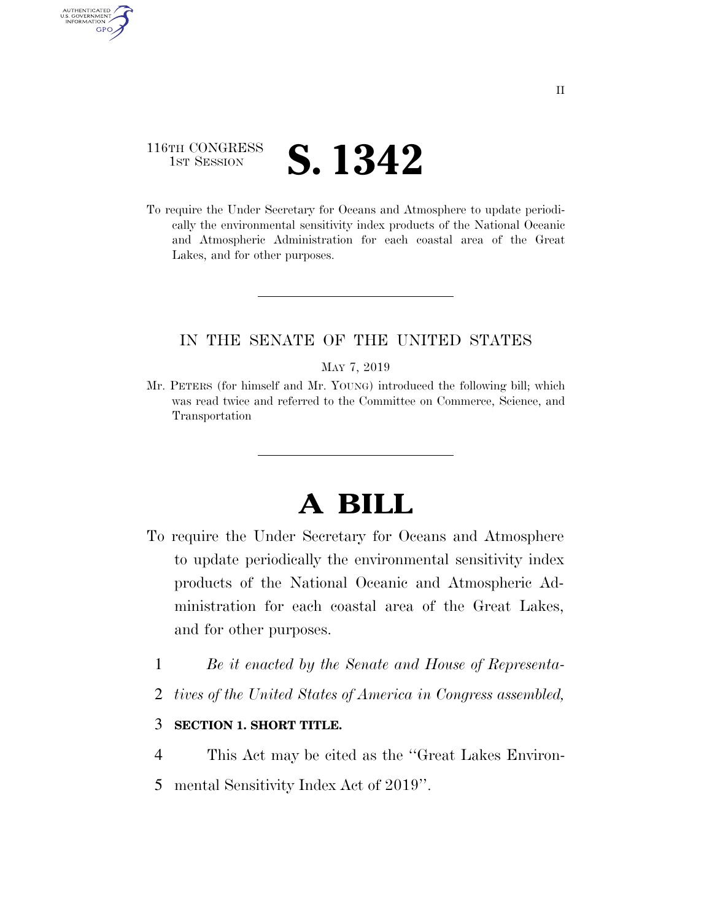116TH CONGRESS
1ST SESSION

# S. 1342

To require the Under Secretary for Oceans and Atmosphere to update periodically the environmental sensitivity index products of the National Oceanic and Atmospheric Administration for each coastal area of the Great Lakes, and for other purposes.

---

IN THE SENATE OF THE UNITED STATES

MAY 7, 2019

Mr. PETERS (for himself and Mr. YOUNG) introduced the following bill; which was read twice and referred to the Committee on Commerce, Science, and Transportation

---

# A BILL

To require the Under Secretary for Oceans and Atmosphere to update periodically the environmental sensitivity index products of the National Oceanic and Atmospheric Administration for each coastal area of the Great Lakes, and for other purposes.

1 *Be it enacted by the Senate and House of Representa-*
2 *tives of the United States of America in Congress assembled,*

3 **SECTION 1. SHORT TITLE.**

4 This Act may be cited as the "Great Lakes Environ-
5 mental Sensitivity Index Act of 2019".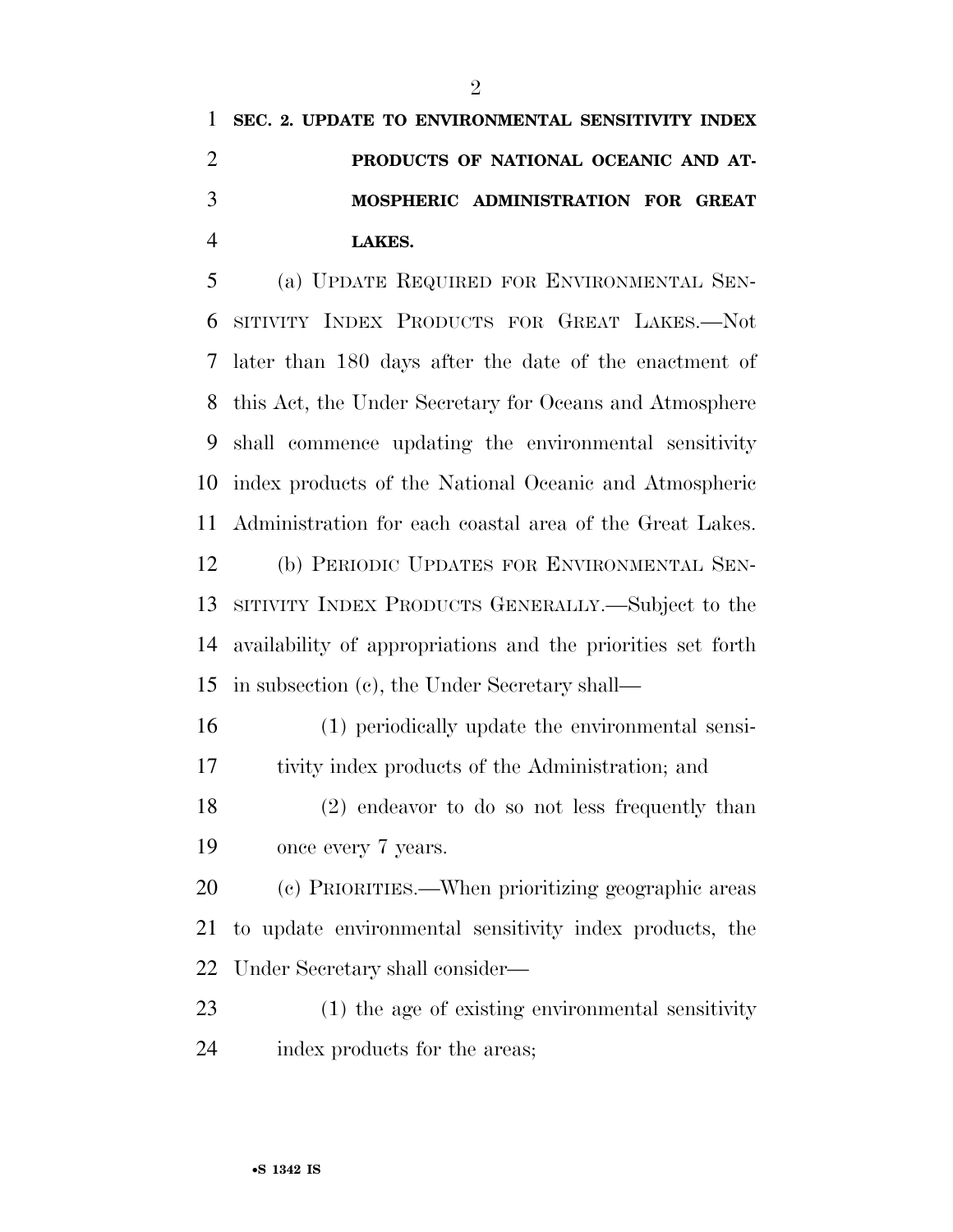## SEC. 2. UPDATE TO ENVIRONMENTAL SENSITIVITY INDEX PRODUCTS OF NATIONAL OCEANIC AND ATMOSPHERIC ADMINISTRATION FOR GREAT LAKES.

(a) UPDATE REQUIRED FOR ENVIRONMENTAL SENSITIVITY INDEX PRODUCTS FOR GREAT LAKES.—Not later than 180 days after the date of the enactment of this Act, the Under Secretary for Oceans and Atmosphere shall commence updating the environmental sensitivity index products of the National Oceanic and Atmospheric Administration for each coastal area of the Great Lakes.

(b) PERIODIC UPDATES FOR ENVIRONMENTAL SENSITIVITY INDEX PRODUCTS GENERALLY.—Subject to the availability of appropriations and the priorities set forth in subsection (c), the Under Secretary shall—

(1) periodically update the environmental sensitivity index products of the Administration; and

(2) endeavor to do so not less frequently than once every 7 years.

(c) PRIORITIES.—When prioritizing geographic areas to update environmental sensitivity index products, the Under Secretary shall consider—

(1) the age of existing environmental sensitivity index products for the areas;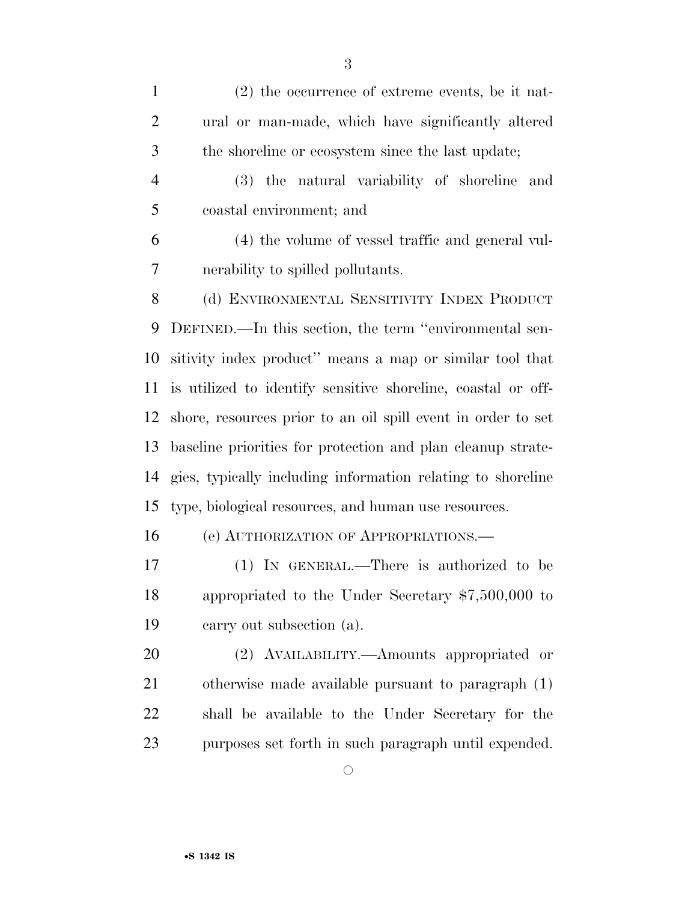(2) the occurrence of extreme events, be it natural or man-made, which have significantly altered the shoreline or ecosystem since the last update;

(3) the natural variability of shoreline and coastal environment; and

(4) the volume of vessel traffic and general vulnerability to spilled pollutants.

(d) ENVIRONMENTAL SENSITIVITY INDEX PRODUCT DEFINED.—In this section, the term "environmental sensitivity index product" means a map or similar tool that is utilized to identify sensitive shoreline, coastal or offshore, resources prior to an oil spill event in order to set baseline priorities for protection and plan cleanup strategies, typically including information relating to shoreline type, biological resources, and human use resources.

(e) AUTHORIZATION OF APPROPRIATIONS.—

(1) IN GENERAL.—There is authorized to be appropriated to the Under Secretary $7,500,000 to carry out subsection (a).

(2) AVAILABILITY.—Amounts appropriated or otherwise made available pursuant to paragraph (1) shall be available to the Under Secretary for the purposes set forth in such paragraph until expended.

○